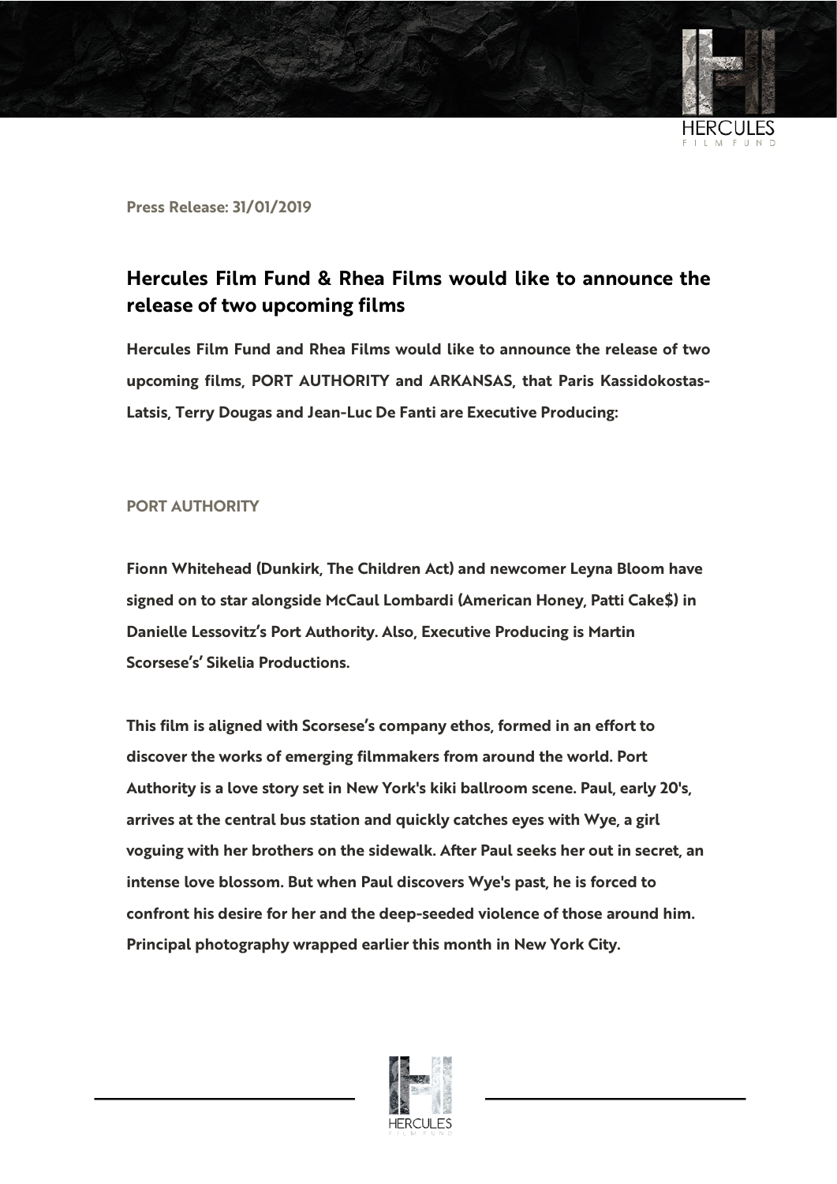**Press Release: 31/01/2019**

## Hercules Film Fund & Rhea Films would like to announce the release of two upcoming films

**Hercules Film Fund and Rhea Films would like to announce the release of two upcoming films, PORT AUTHORITY and ARKANSAS, that Paris Kassidokostas-Latsis, Terry Dougas and Jean-Luc De Fanti are Executive Producing:**

### PORT AUTHORITY

**Fionn Whitehead (Dunkirk, The Children Act) and newcomer Leyna Bloom have signed on to star alongside McCaul Lombardi (American Honey, Patti Cake$) in Danielle Lessovitz's Port Authority. Also, Executive Producing is Martin Scorsese's' Sikelia Productions.**

**This film is aligned with Scorsese's company ethos, formed in an effort to discover the works of emerging filmmakers from around the world. Port Authority is a love story set in New York's kiki ballroom scene. Paul, early 20's, arrives at the central bus station and quickly catches eyes with Wye, a girl voguing with her brothers on the sidewalk. After Paul seeks her out in secret, an intense love blossom. But when Paul discovers Wye's past, he is forced to confront his desire for her and the deep-seeded violence of those around him. Principal photography wrapped earlier this month in New York City.**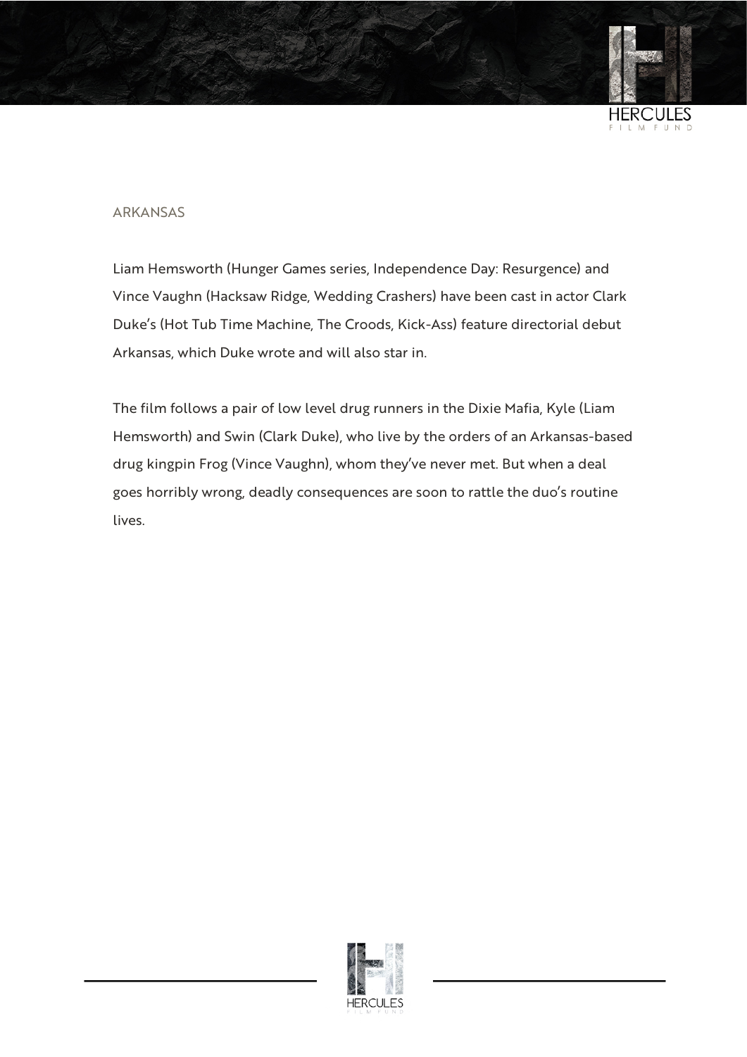## ARKANSAS

Liam Hemsworth (Hunger Games series, Independence Day: Resurgence) and Vince Vaughn (Hacksaw Ridge, Wedding Crashers) have been cast in actor Clark Duke's (Hot Tub Time Machine, The Croods, Kick-Ass) feature directorial debut Arkansas, which Duke wrote and will also star in.

The film follows a pair of low level drug runners in the Dixie Mafia, Kyle (Liam Hemsworth) and Swin (Clark Duke), who live by the orders of an Arkansas-based drug kingpin Frog (Vince Vaughn), whom they've never met. But when a deal goes horribly wrong, deadly consequences are soon to rattle the duo's routine lives.